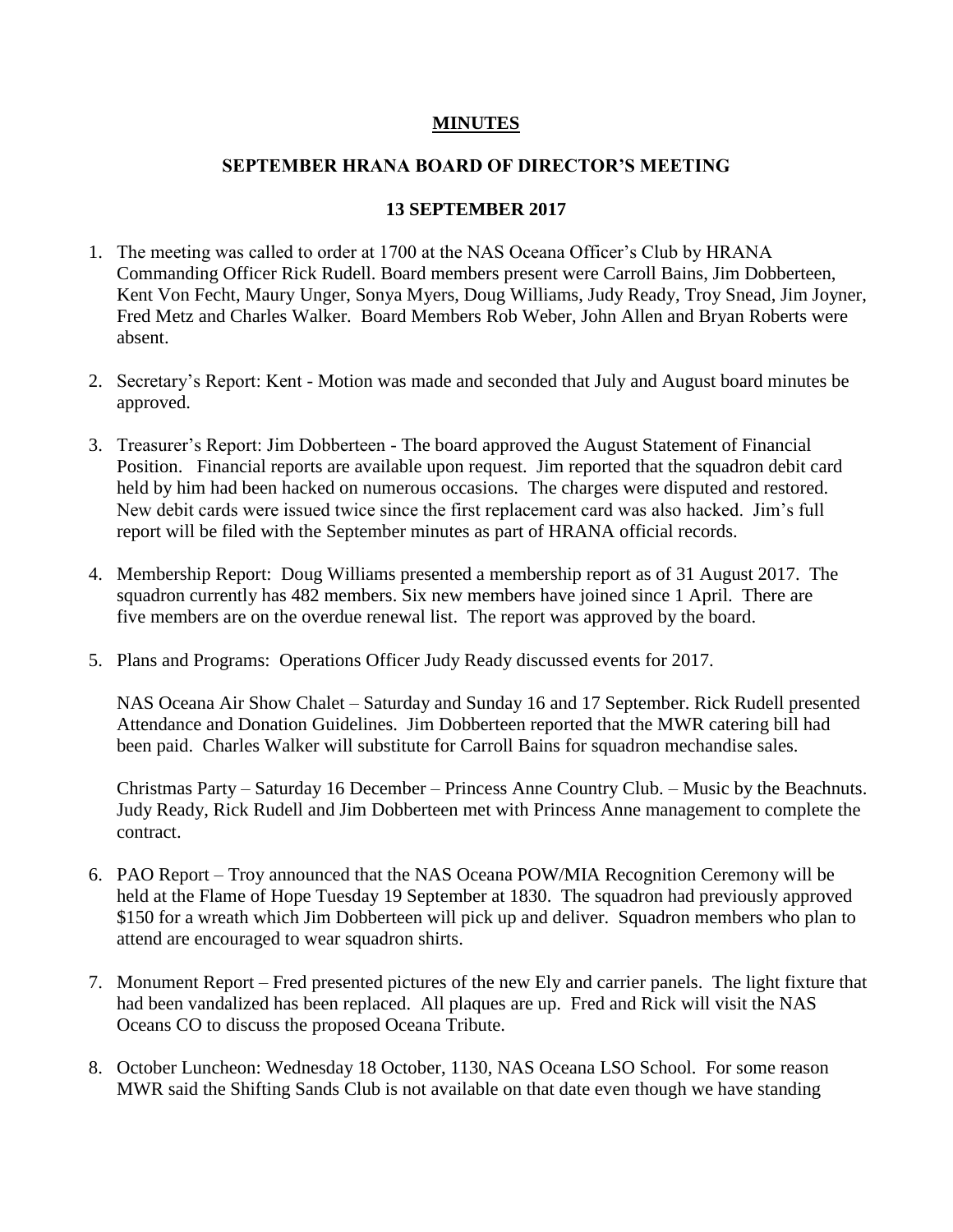# MINUTES

## SEPTEMBER HRANA BOARD OF DIRECTOR'S MEETING

## 13 SEPTEMBER 2017

1. The meeting was called to order at 1700 at the NAS Oceana Officer's Club by HRANA Commanding Officer Rick Rudell. Board members present were Carroll Bains, Jim Dobberteen, Kent Von Fecht, Maury Unger, Sonya Myers, Doug Williams, Judy Ready, Troy Snead, Jim Joyner, Fred Metz and Charles Walker. Board Members Rob Weber, John Allen and Bryan Roberts were absent.

2. Secretary's Report: Kent - Motion was made and seconded that July and August board minutes be approved.

3. Treasurer's Report: Jim Dobberteen - The board approved the August Statement of Financial Position. Financial reports are available upon request. Jim reported that the squadron debit card held by him had been hacked on numerous occasions. The charges were disputed and restored. New debit cards were issued twice since the first replacement card was also hacked. Jim's full report will be filed with the September minutes as part of HRANA official records.

4. Membership Report: Doug Williams presented a membership report as of 31 August 2017. The squadron currently has 482 members. Six new members have joined since 1 April. There are five members are on the overdue renewal list. The report was approved by the board.

5. Plans and Programs: Operations Officer Judy Ready discussed events for 2017.

   NAS Oceana Air Show Chalet – Saturday and Sunday 16 and 17 September. Rick Rudell presented Attendance and Donation Guidelines. Jim Dobberteen reported that the MWR catering bill had been paid. Charles Walker will substitute for Carroll Bains for squadron mechandise sales.

   Christmas Party – Saturday 16 December – Princess Anne Country Club. – Music by the Beachnuts. Judy Ready, Rick Rudell and Jim Dobberteen met with Princess Anne management to complete the contract.

6. PAO Report – Troy announced that the NAS Oceana POW/MIA Recognition Ceremony will be held at the Flame of Hope Tuesday 19 September at 1830. The squadron had previously approved $150 for a wreath which Jim Dobberteen will pick up and deliver. Squadron members who plan to attend are encouraged to wear squadron shirts.

7. Monument Report – Fred presented pictures of the new Ely and carrier panels. The light fixture that had been vandalized has been replaced. All plaques are up. Fred and Rick will visit the NAS Oceans CO to discuss the proposed Oceana Tribute.

8. October Luncheon: Wednesday 18 October, 1130, NAS Oceana LSO School. For some reason MWR said the Shifting Sands Club is not available on that date even though we have standing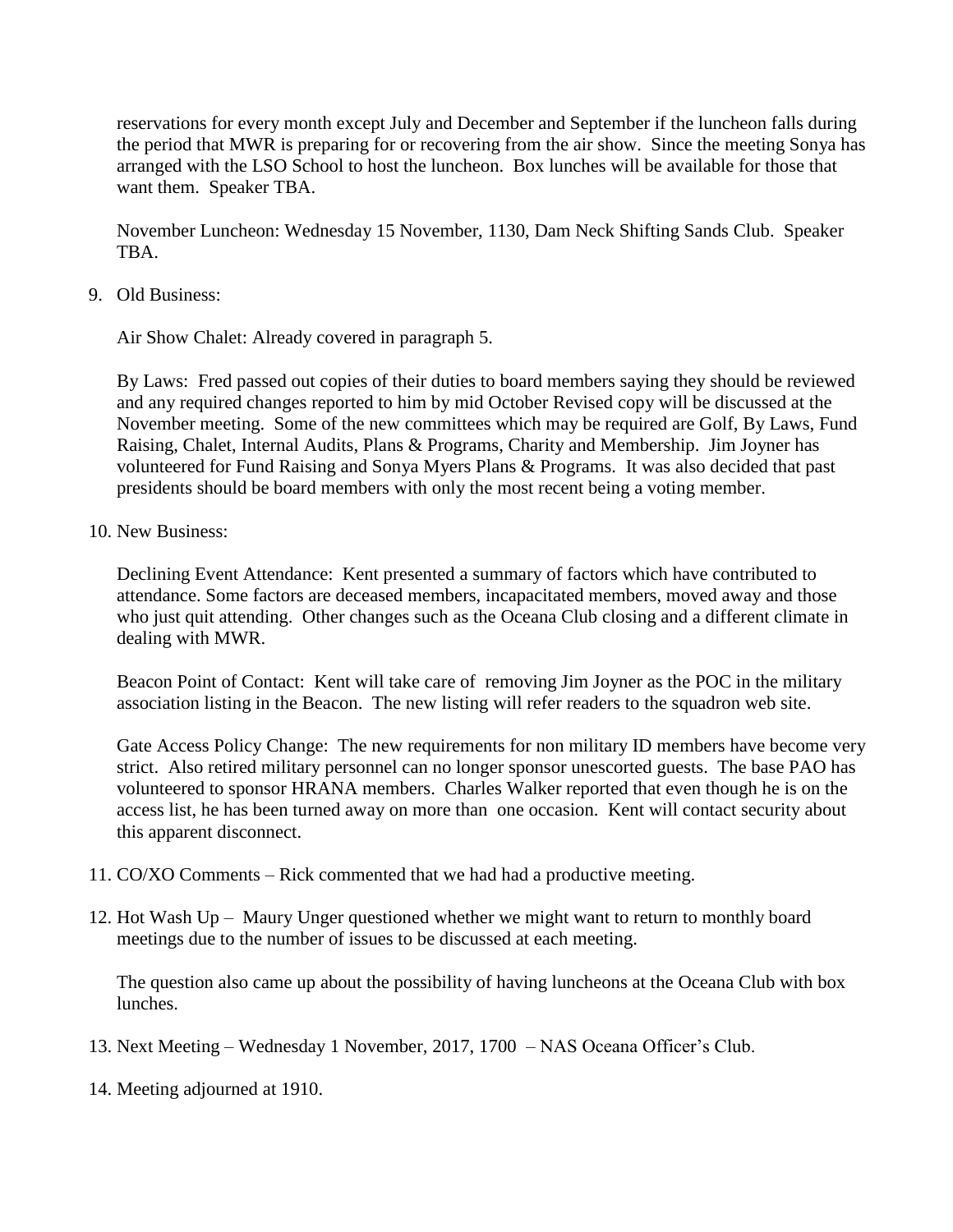reservations for every month except July and December and September if the luncheon falls during the period that MWR is preparing for or recovering from the air show. Since the meeting Sonya has arranged with the LSO School to host the luncheon. Box lunches will be available for those that want them. Speaker TBA.

November Luncheon: Wednesday 15 November, 1130, Dam Neck Shifting Sands Club. Speaker TBA.

9. Old Business:

   Air Show Chalet: Already covered in paragraph 5.

   By Laws: Fred passed out copies of their duties to board members saying they should be reviewed and any required changes reported to him by mid October Revised copy will be discussed at the November meeting. Some of the new committees which may be required are Golf, By Laws, Fund Raising, Chalet, Internal Audits, Plans & Programs, Charity and Membership. Jim Joyner has volunteered for Fund Raising and Sonya Myers Plans & Programs. It was also decided that past presidents should be board members with only the most recent being a voting member.

10. New Business:

    Declining Event Attendance: Kent presented a summary of factors which have contributed to attendance. Some factors are deceased members, incapacitated members, moved away and those who just quit attending. Other changes such as the Oceana Club closing and a different climate in dealing with MWR.

    Beacon Point of Contact: Kent will take care of removing Jim Joyner as the POC in the military association listing in the Beacon. The new listing will refer readers to the squadron web site.

    Gate Access Policy Change: The new requirements for non military ID members have become very strict. Also retired military personnel can no longer sponsor unescorted guests. The base PAO has volunteered to sponsor HRANA members. Charles Walker reported that even though he is on the access list, he has been turned away on more than one occasion. Kent will contact security about this apparent disconnect.

11. CO/XO Comments – Rick commented that we had had a productive meeting.

12. Hot Wash Up – Maury Unger questioned whether we might want to return to monthly board meetings due to the number of issues to be discussed at each meeting.

    The question also came up about the possibility of having luncheons at the Oceana Club with box lunches.

13. Next Meeting – Wednesday 1 November, 2017, 1700 – NAS Oceana Officer's Club.

14. Meeting adjourned at 1910.